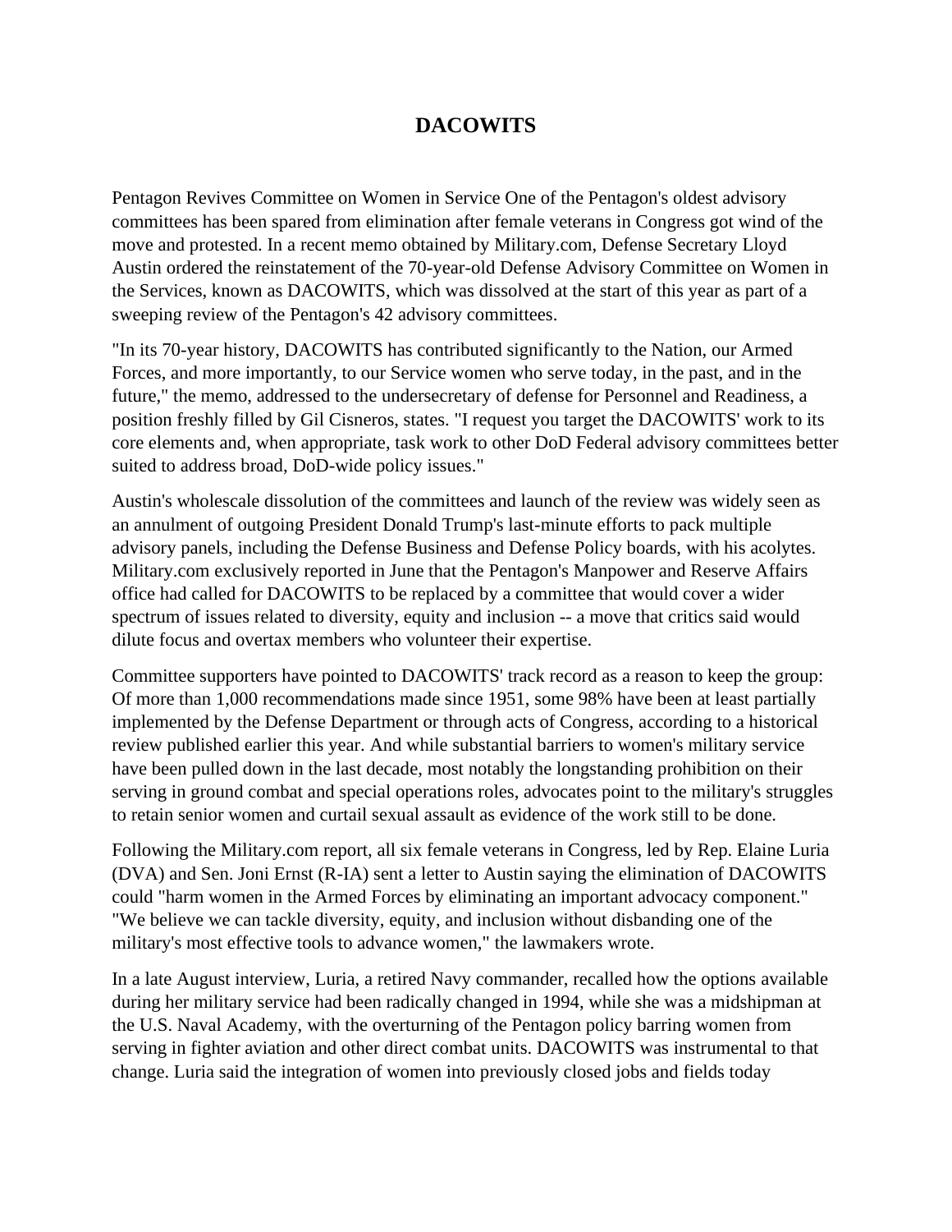# DACOWITS

Pentagon Revives Committee on Women in Service One of the Pentagon's oldest advisory committees has been spared from elimination after female veterans in Congress got wind of the move and protested. In a recent memo obtained by Military.com, Defense Secretary Lloyd Austin ordered the reinstatement of the 70-year-old Defense Advisory Committee on Women in the Services, known as DACOWITS, which was dissolved at the start of this year as part of a sweeping review of the Pentagon's 42 advisory committees.

"In its 70-year history, DACOWITS has contributed significantly to the Nation, our Armed Forces, and more importantly, to our Service women who serve today, in the past, and in the future," the memo, addressed to the undersecretary of defense for Personnel and Readiness, a position freshly filled by Gil Cisneros, states. "I request you target the DACOWITS' work to its core elements and, when appropriate, task work to other DoD Federal advisory committees better suited to address broad, DoD-wide policy issues."

Austin's wholescale dissolution of the committees and launch of the review was widely seen as an annulment of outgoing President Donald Trump's last-minute efforts to pack multiple advisory panels, including the Defense Business and Defense Policy boards, with his acolytes. Military.com exclusively reported in June that the Pentagon's Manpower and Reserve Affairs office had called for DACOWITS to be replaced by a committee that would cover a wider spectrum of issues related to diversity, equity and inclusion -- a move that critics said would dilute focus and overtax members who volunteer their expertise.

Committee supporters have pointed to DACOWITS' track record as a reason to keep the group: Of more than 1,000 recommendations made since 1951, some 98% have been at least partially implemented by the Defense Department or through acts of Congress, according to a historical review published earlier this year. And while substantial barriers to women's military service have been pulled down in the last decade, most notably the longstanding prohibition on their serving in ground combat and special operations roles, advocates point to the military's struggles to retain senior women and curtail sexual assault as evidence of the work still to be done.

Following the Military.com report, all six female veterans in Congress, led by Rep. Elaine Luria (DVA) and Sen. Joni Ernst (R-IA) sent a letter to Austin saying the elimination of DACOWITS could "harm women in the Armed Forces by eliminating an important advocacy component." "We believe we can tackle diversity, equity, and inclusion without disbanding one of the military's most effective tools to advance women," the lawmakers wrote.

In a late August interview, Luria, a retired Navy commander, recalled how the options available during her military service had been radically changed in 1994, while she was a midshipman at the U.S. Naval Academy, with the overturning of the Pentagon policy barring women from serving in fighter aviation and other direct combat units. DACOWITS was instrumental to that change. Luria said the integration of women into previously closed jobs and fields today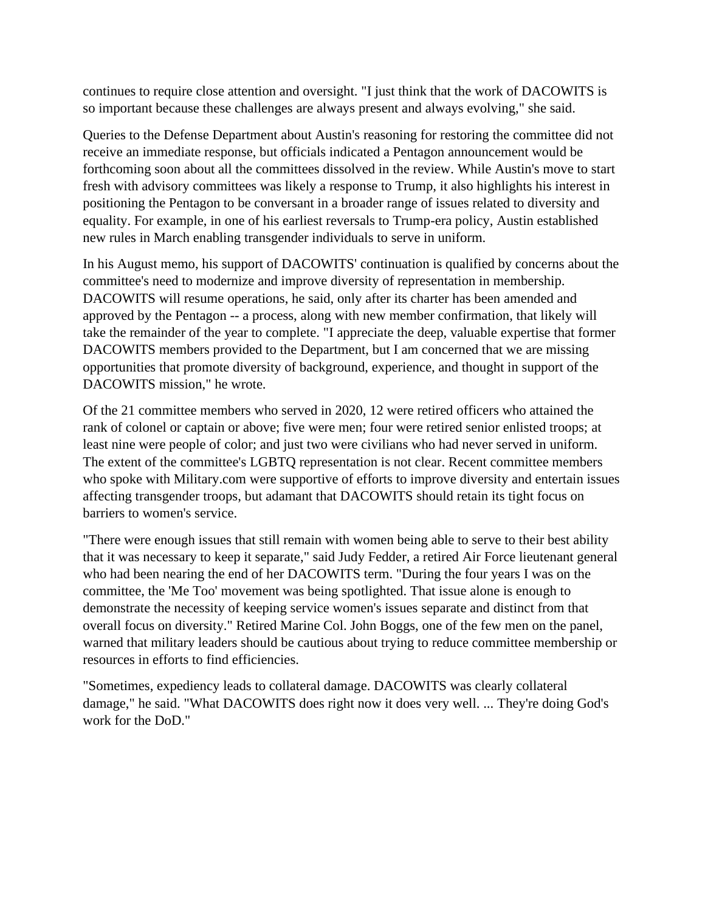continues to require close attention and oversight. "I just think that the work of DACOWITS is so important because these challenges are always present and always evolving," she said.

Queries to the Defense Department about Austin's reasoning for restoring the committee did not receive an immediate response, but officials indicated a Pentagon announcement would be forthcoming soon about all the committees dissolved in the review. While Austin's move to start fresh with advisory committees was likely a response to Trump, it also highlights his interest in positioning the Pentagon to be conversant in a broader range of issues related to diversity and equality. For example, in one of his earliest reversals to Trump-era policy, Austin established new rules in March enabling transgender individuals to serve in uniform.

In his August memo, his support of DACOWITS' continuation is qualified by concerns about the committee's need to modernize and improve diversity of representation in membership. DACOWITS will resume operations, he said, only after its charter has been amended and approved by the Pentagon -- a process, along with new member confirmation, that likely will take the remainder of the year to complete. "I appreciate the deep, valuable expertise that former DACOWITS members provided to the Department, but I am concerned that we are missing opportunities that promote diversity of background, experience, and thought in support of the DACOWITS mission," he wrote.

Of the 21 committee members who served in 2020, 12 were retired officers who attained the rank of colonel or captain or above; five were men; four were retired senior enlisted troops; at least nine were people of color; and just two were civilians who had never served in uniform. The extent of the committee's LGBTQ representation is not clear. Recent committee members who spoke with Military.com were supportive of efforts to improve diversity and entertain issues affecting transgender troops, but adamant that DACOWITS should retain its tight focus on barriers to women's service.

"There were enough issues that still remain with women being able to serve to their best ability that it was necessary to keep it separate," said Judy Fedder, a retired Air Force lieutenant general who had been nearing the end of her DACOWITS term. "During the four years I was on the committee, the 'Me Too' movement was being spotlighted. That issue alone is enough to demonstrate the necessity of keeping service women's issues separate and distinct from that overall focus on diversity." Retired Marine Col. John Boggs, one of the few men on the panel, warned that military leaders should be cautious about trying to reduce committee membership or resources in efforts to find efficiencies.

"Sometimes, expediency leads to collateral damage. DACOWITS was clearly collateral damage," he said. "What DACOWITS does right now it does very well. ... They're doing God's work for the DoD."